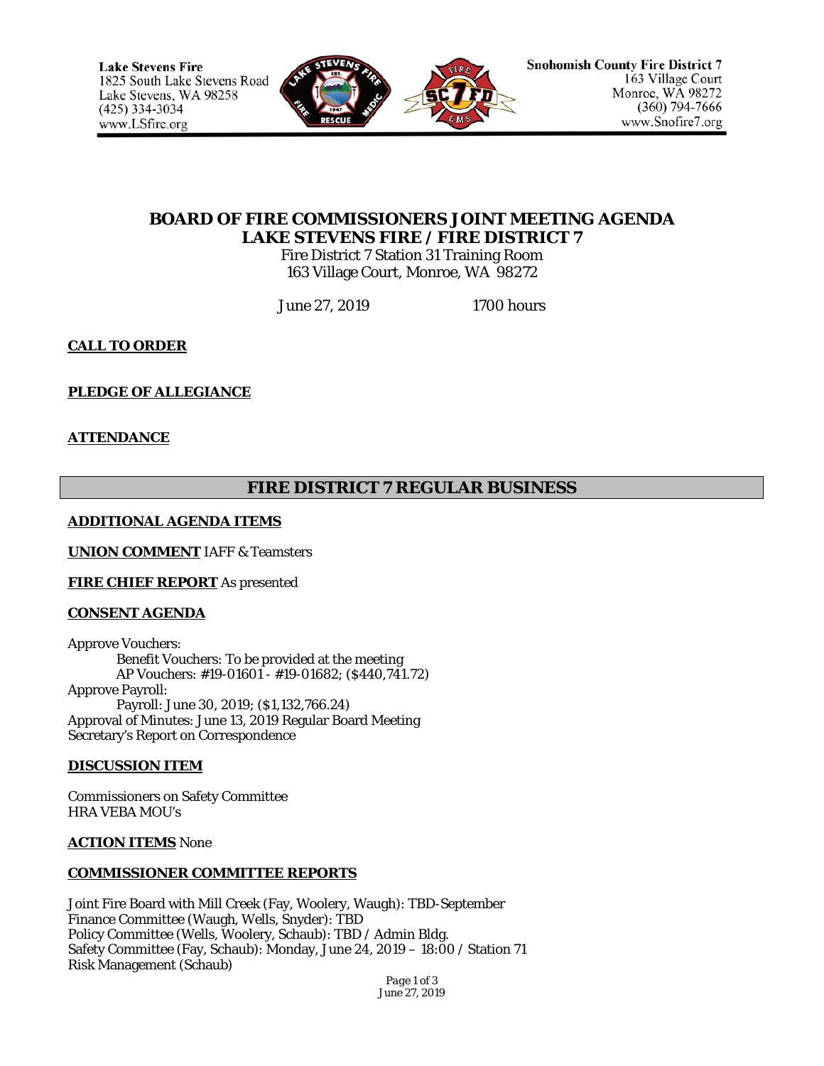Lake Stevens Fire
1825 South Lake Stevens Road
Lake Stevens, WA 98258
(425) 334-3034
www.LSfire.org

Snohomish County Fire District 7
163 Village Court
Monroe, WA 98272
(360) 794-7666
www.Snofire7.org

# BOARD OF FIRE COMMISSIONERS JOINT MEETING AGENDA
# LAKE STEVENS FIRE / FIRE DISTRICT 7

Fire District 7 Station 31 Training Room
163 Village Court, Monroe, WA 98272

June 27, 2019 1700 hours

**CALL TO ORDER**

**PLEDGE OF ALLEGIANCE**

**ATTENDANCE**

## FIRE DISTRICT 7 REGULAR BUSINESS

**ADDITIONAL AGENDA ITEMS**

**UNION COMMENT** IAFF & Teamsters

**FIRE CHIEF REPORT** As presented

**CONSENT AGENDA**

Approve Vouchers:
- Benefit Vouchers: To be provided at the meeting
- AP Vouchers: #19-01601 - #19-01682; ($440,741.72)

Approve Payroll:
- Payroll: June 30, 2019; ($1,132,766.24)

Approval of Minutes: June 13, 2019 Regular Board Meeting
Secretary's Report on Correspondence

**DISCUSSION ITEM**

Commissioners on Safety Committee
HRA VEBA MOU's

**ACTION ITEMS** None

**COMMISSIONER COMMITTEE REPORTS**

Joint Fire Board with Mill Creek (Fay, Woolery, Waugh): TBD-September
Finance Committee (Waugh, Wells, Snyder): TBD
Policy Committee (Wells, Woolery, Schaub): TBD / Admin Bldg.
Safety Committee (Fay, Schaub): Monday, June 24, 2019 – 18:00 / Station 71
Risk Management (Schaub)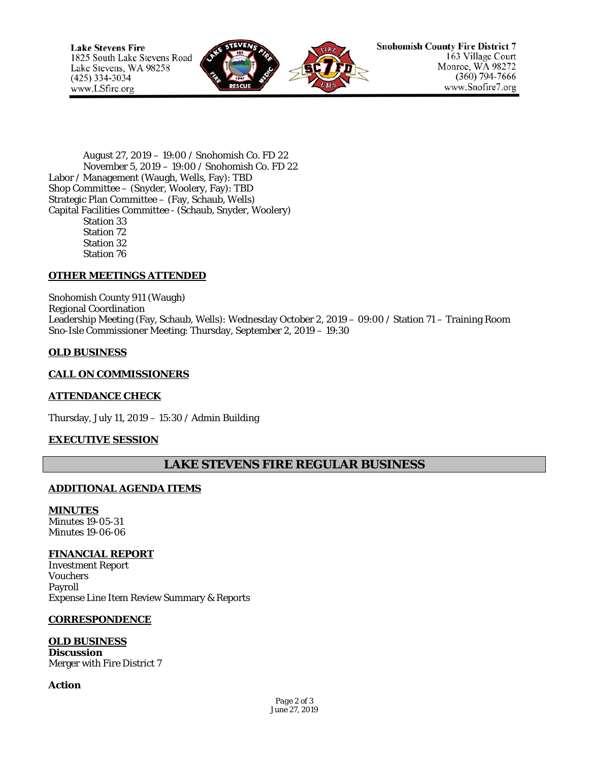August 27, 2019 – 19:00 / Snohomish Co. FD 22
November 5, 2019 – 19:00 / Snohomish Co. FD 22

Labor / Management (Waugh, Wells, Fay): TBD
Shop Committee – (Snyder, Woolery, Fay): TBD
Strategic Plan Committee – (Fay, Schaub, Wells)
Capital Facilities Committee - (Schaub, Snyder, Woolery)

Station 33
Station 72
Station 32
Station 76

**OTHER MEETINGS ATTENDED**

Snohomish County 911 (Waugh)
Regional Coordination
Leadership Meeting (Fay, Schaub, Wells): Wednesday October 2, 2019 – 09:00 / Station 71 – Training Room
Sno-Isle Commissioner Meeting: Thursday, September 2, 2019 – 19:30

**OLD BUSINESS**

**CALL ON COMMISSIONERS**

**ATTENDANCE CHECK**

Thursday, July 11, 2019 – 15:30 / Admin Building

**EXECUTIVE SESSION**

## LAKE STEVENS FIRE REGULAR BUSINESS

**ADDITIONAL AGENDA ITEMS**

**MINUTES**
Minutes 19-05-31
Minutes 19-06-06

**FINANCIAL REPORT**
Investment Report
Vouchers
Payroll
Expense Line Item Review Summary & Reports

**CORRESPONDENCE**

**OLD BUSINESS**
**Discussion**
Merger with Fire District 7

**Action**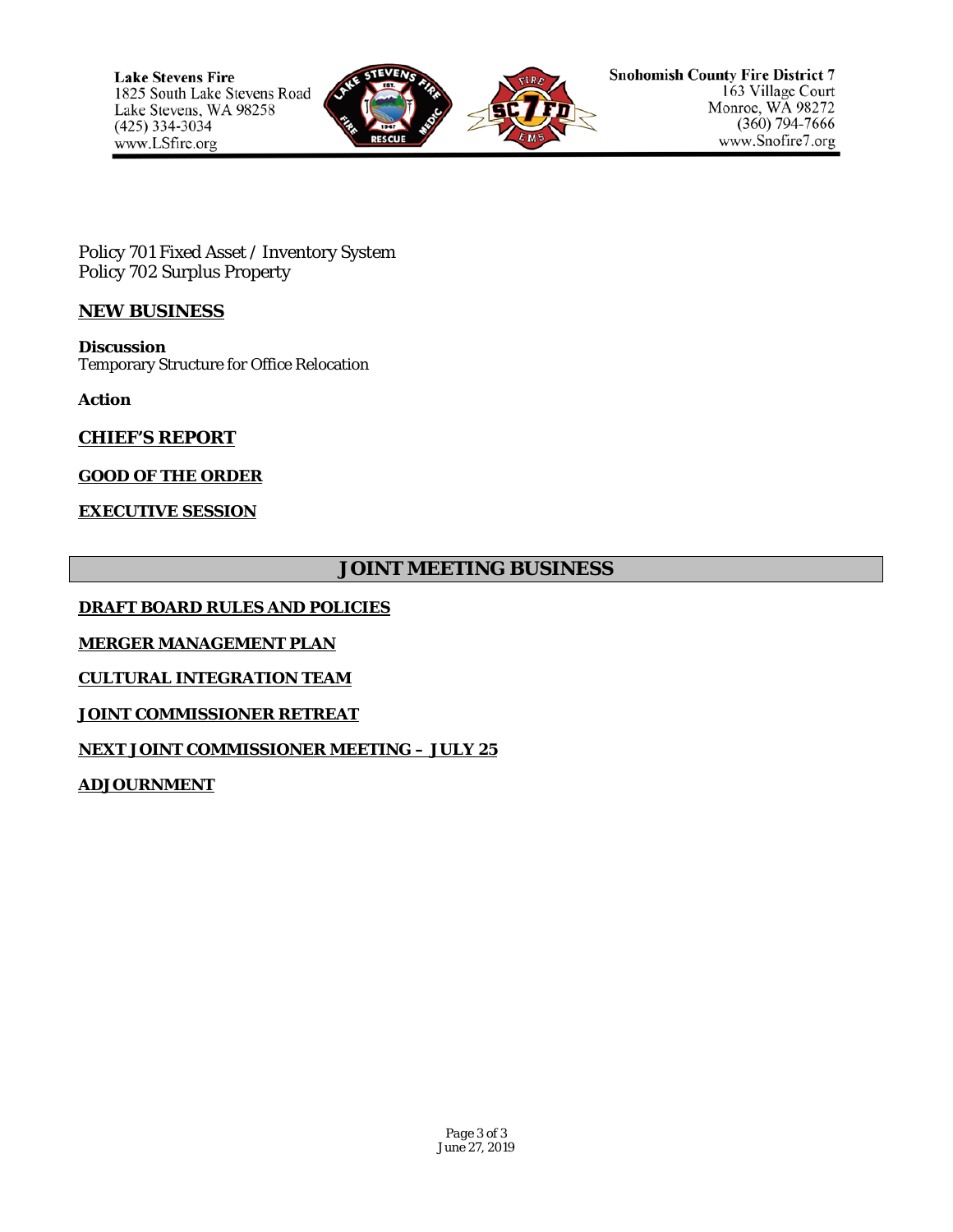Policy 701 Fixed Asset / Inventory System
Policy 702 Surplus Property

## NEW BUSINESS

**Discussion**
Temporary Structure for Office Relocation

**Action**

## CHIEF'S REPORT

## GOOD OF THE ORDER

## EXECUTIVE SESSION

# JOINT MEETING BUSINESS

## DRAFT BOARD RULES AND POLICIES

## MERGER MANAGEMENT PLAN

## CULTURAL INTEGRATION TEAM

## JOINT COMMISSIONER RETREAT

## NEXT JOINT COMMISSIONER MEETING – JULY 25

## ADJOURNMENT